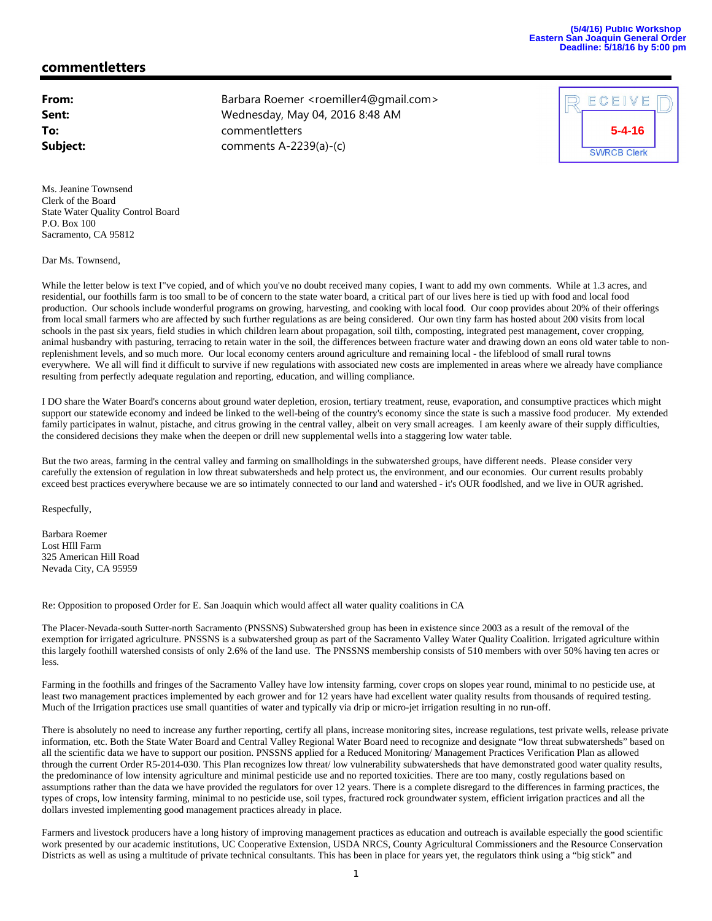(5/4/16) Public Workshop
Eastern San Joaquin General Order
Deadline: 5/18/16 by 5:00 pm

## commentletters

**From:** Barbara Roemer <roemiller4@gmail.com>
**Sent:** Wednesday, May 04, 2016 8:48 AM
**To:** commentletters
**Subject:** comments A-2239(a)-(c)

RECEIVED
5-4-16
SWRCB Clerk

Ms. Jeanine Townsend
Clerk of the Board
State Water Quality Control Board
P.O. Box 100
Sacramento, CA 95812

Dar Ms. Townsend,

While the letter below is text I"ve copied, and of which you've no doubt received many copies, I want to add my own comments. While at 1.3 acres, and residential, our foothills farm is too small to be of concern to the state water board, a critical part of our lives here is tied up with food and local food production. Our schools include wonderful programs on growing, harvesting, and cooking with local food. Our coop provides about 20% of their offerings from local small farmers who are affected by such further regulations as are being considered. Our own tiny farm has hosted about 200 visits from local schools in the past six years, field studies in which children learn about propagation, soil tilth, composting, integrated pest management, cover cropping, animal husbandry with pasturing, terracing to retain water in the soil, the differences between fracture water and drawing down an eons old water table to non-replenishment levels, and so much more. Our local economy centers around agriculture and remaining local - the lifeblood of small rural towns everywhere. We all will find it difficult to survive if new regulations with associated new costs are implemented in areas where we already have compliance resulting from perfectly adequate regulation and reporting, education, and willing compliance.

I DO share the Water Board's concerns about ground water depletion, erosion, tertiary treatment, reuse, evaporation, and consumptive practices which might support our statewide economy and indeed be linked to the well-being of the country's economy since the state is such a massive food producer. My extended family participates in walnut, pistache, and citrus growing in the central valley, albeit on very small acreages. I am keenly aware of their supply difficulties, the considered decisions they make when the deepen or drill new supplemental wells into a staggering low water table.

But the two areas, farming in the central valley and farming on smallholdings in the subwatershed groups, have different needs. Please consider very carefully the extension of regulation in low threat subwatersheds and help protect us, the environment, and our economies. Our current results probably exceed best practices everywhere because we are so intimately connected to our land and watershed - it's OUR foodlshed, and we live in OUR agrished.

Respecfully,

Barbara Roemer
Lost HIll Farm
325 American Hill Road
Nevada City, CA 95959

Re: Opposition to proposed Order for E. San Joaquin which would affect all water quality coalitions in CA

The Placer-Nevada-south Sutter-north Sacramento (PNSSNS) Subwatershed group has been in existence since 2003 as a result of the removal of the exemption for irrigated agriculture. PNSSNS is a subwatershed group as part of the Sacramento Valley Water Quality Coalition. Irrigated agriculture within this largely foothill watershed consists of only 2.6% of the land use. The PNSSNS membership consists of 510 members with over 50% having ten acres or less.

Farming in the foothills and fringes of the Sacramento Valley have low intensity farming, cover crops on slopes year round, minimal to no pesticide use, at least two management practices implemented by each grower and for 12 years have had excellent water quality results from thousands of required testing. Much of the Irrigation practices use small quantities of water and typically via drip or micro-jet irrigation resulting in no run-off.

There is absolutely no need to increase any further reporting, certify all plans, increase monitoring sites, increase regulations, test private wells, release private information, etc. Both the State Water Board and Central Valley Regional Water Board need to recognize and designate "low threat subwatersheds" based on all the scientific data we have to support our position. PNSSNS applied for a Reduced Monitoring/ Management Practices Verification Plan as allowed through the current Order R5-2014-030. This Plan recognizes low threat/ low vulnerability subwatersheds that have demonstrated good water quality results, the predominance of low intensity agriculture and minimal pesticide use and no reported toxicities. There are too many, costly regulations based on assumptions rather than the data we have provided the regulators for over 12 years. There is a complete disregard to the differences in farming practices, the types of crops, low intensity farming, minimal to no pesticide use, soil types, fractured rock groundwater system, efficient irrigation practices and all the dollars invested implementing good management practices already in place.

Farmers and livestock producers have a long history of improving management practices as education and outreach is available especially the good scientific work presented by our academic institutions, UC Cooperative Extension, USDA NRCS, County Agricultural Commissioners and the Resource Conservation Districts as well as using a multitude of private technical consultants. This has been in place for years yet, the regulators think using a "big stick" and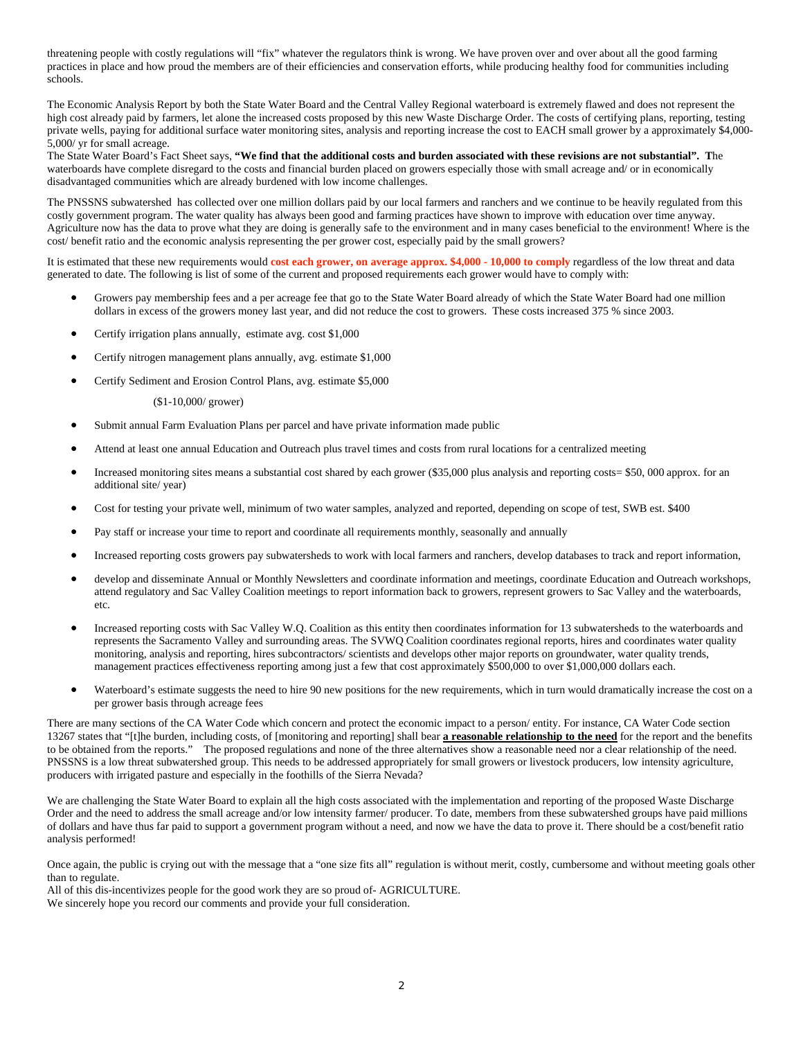threatening people with costly regulations will "fix" whatever the regulators think is wrong. We have proven over and over about all the good farming practices in place and how proud the members are of their efficiencies and conservation efforts, while producing healthy food for communities including schools.

The Economic Analysis Report by both the State Water Board and the Central Valley Regional waterboard is extremely flawed and does not represent the high cost already paid by farmers, let alone the increased costs proposed by this new Waste Discharge Order. The costs of certifying plans, reporting, testing private wells, paying for additional surface water monitoring sites, analysis and reporting increase the cost to EACH small grower by a approximately $4,000-5,000/ yr for small acreage.
The State Water Board's Fact Sheet says, **"We find that the additional costs and burden associated with these revisions are not substantial". T**he waterboards have complete disregard to the costs and financial burden placed on growers especially those with small acreage and/ or in economically disadvantaged communities which are already burdened with low income challenges.

The PNSSNS subwatershed has collected over one million dollars paid by our local farmers and ranchers and we continue to be heavily regulated from this costly government program. The water quality has always been good and farming practices have shown to improve with education over time anyway. Agriculture now has the data to prove what they are doing is generally safe to the environment and in many cases beneficial to the environment! Where is the cost/ benefit ratio and the economic analysis representing the per grower cost, especially paid by the small growers?

It is estimated that these new requirements would **cost each grower, on average approx. $4,000 - 10,000 to comply** regardless of the low threat and data generated to date. The following is list of some of the current and proposed requirements each grower would have to comply with:

- Growers pay membership fees and a per acreage fee that go to the State Water Board already of which the State Water Board had one million dollars in excess of the growers money last year, and did not reduce the cost to growers. These costs increased 375 % since 2003.
- Certify irrigation plans annually, estimate avg. cost $1,000
- Certify nitrogen management plans annually, avg. estimate $1,000
- Certify Sediment and Erosion Control Plans, avg. estimate $5,000

  ($1-10,000/ grower)
- Submit annual Farm Evaluation Plans per parcel and have private information made public
- Attend at least one annual Education and Outreach plus travel times and costs from rural locations for a centralized meeting
- Increased monitoring sites means a substantial cost shared by each grower ($35,000 plus analysis and reporting costs= $50, 000 approx. for an additional site/ year)
- Cost for testing your private well, minimum of two water samples, analyzed and reported, depending on scope of test, SWB est. $400
- Pay staff or increase your time to report and coordinate all requirements monthly, seasonally and annually
- Increased reporting costs growers pay subwatersheds to work with local farmers and ranchers, develop databases to track and report information,
- develop and disseminate Annual or Monthly Newsletters and coordinate information and meetings, coordinate Education and Outreach workshops, attend regulatory and Sac Valley Coalition meetings to report information back to growers, represent growers to Sac Valley and the waterboards, etc.
- Increased reporting costs with Sac Valley W.Q. Coalition as this entity then coordinates information for 13 subwatersheds to the waterboards and represents the Sacramento Valley and surrounding areas. The SVWQ Coalition coordinates regional reports, hires and coordinates water quality monitoring, analysis and reporting, hires subcontractors/ scientists and develops other major reports on groundwater, water quality trends, management practices effectiveness reporting among just a few that cost approximately $500,000 to over $1,000,000 dollars each.
- Waterboard's estimate suggests the need to hire 90 new positions for the new requirements, which in turn would dramatically increase the cost on a per grower basis through acreage fees

There are many sections of the CA Water Code which concern and protect the economic impact to a person/ entity. For instance, CA Water Code section 13267 states that "[t]he burden, including costs, of [monitoring and reporting] shall bear **a reasonable relationship to the need** for the report and the benefits to be obtained from the reports." The proposed regulations and none of the three alternatives show a reasonable need nor a clear relationship of the need. PNSSNS is a low threat subwatershed group. This needs to be addressed appropriately for small growers or livestock producers, low intensity agriculture, producers with irrigated pasture and especially in the foothills of the Sierra Nevada?

We are challenging the State Water Board to explain all the high costs associated with the implementation and reporting of the proposed Waste Discharge Order and the need to address the small acreage and/or low intensity farmer/ producer. To date, members from these subwatershed groups have paid millions of dollars and have thus far paid to support a government program without a need, and now we have the data to prove it. There should be a cost/benefit ratio analysis performed!

Once again, the public is crying out with the message that a "one size fits all" regulation is without merit, costly, cumbersome and without meeting goals other than to regulate.
All of this dis-incentivizes people for the good work they are so proud of- AGRICULTURE.
We sincerely hope you record our comments and provide your full consideration.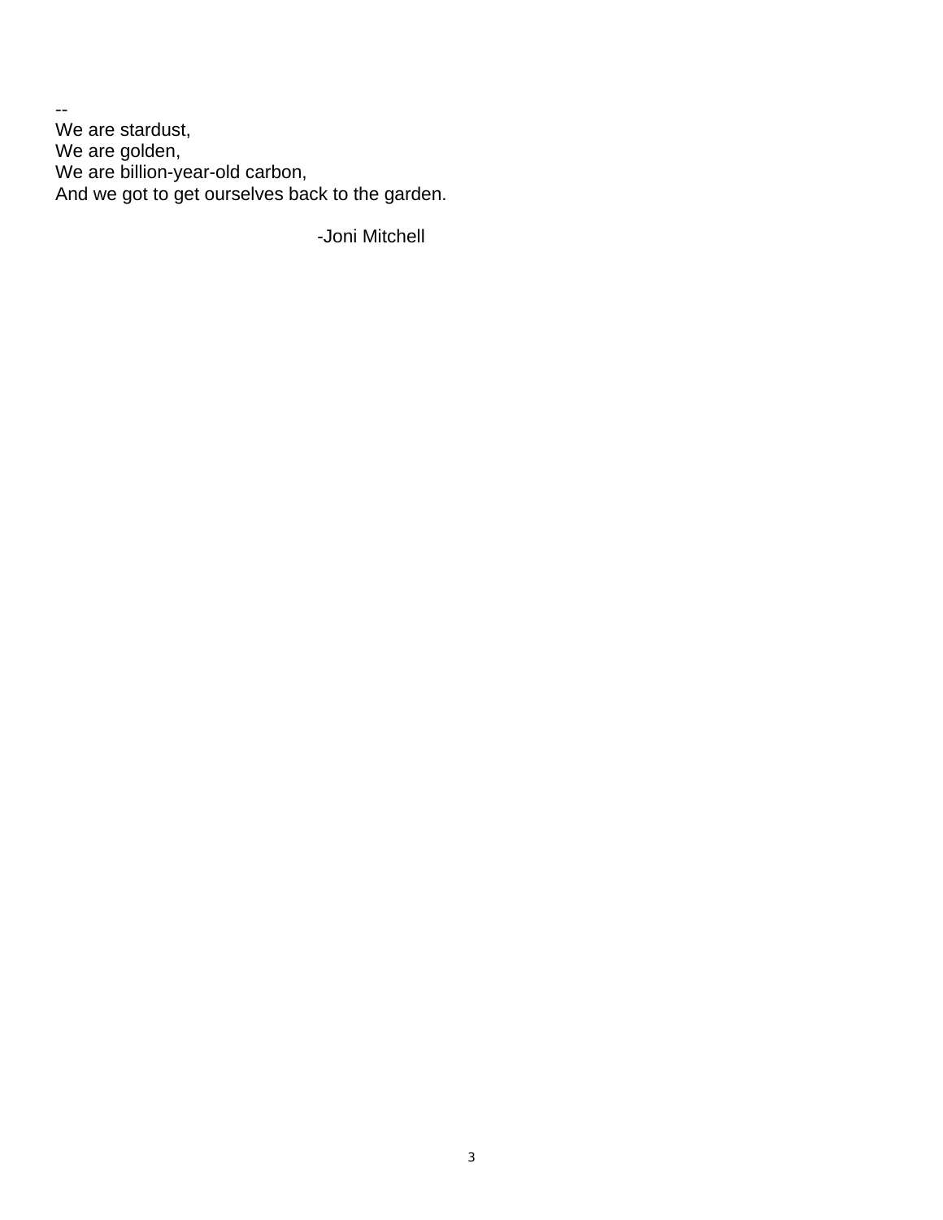--
We are stardust,
We are golden,
We are billion-year-old carbon,
And we got to get ourselves back to the garden.

-Joni Mitchell